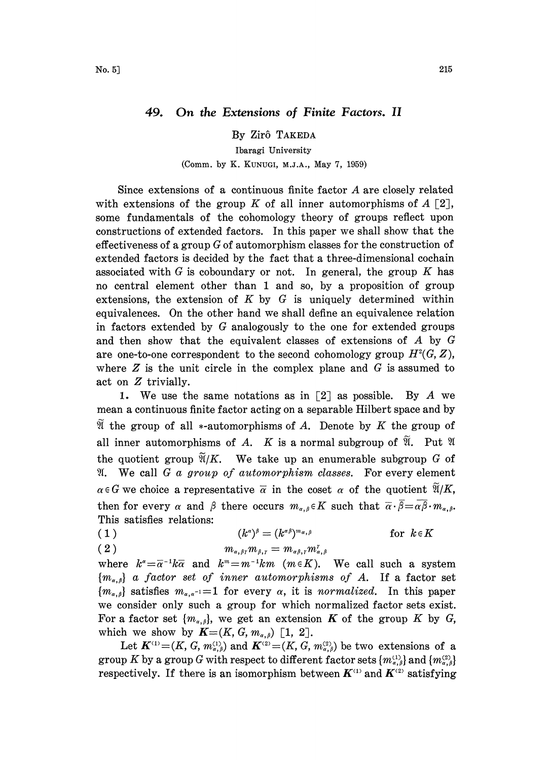# 49. On the Extensions of Finite Factors. II

By Zirô TAKEDA

Ibaragi University

(Comm. by K. KUNUGI, M.J.A., May 7, 1959)

Since extensions of a continuous finite factor $A$ are closely related with extensions of the group $K$ of all inner automorphisms of $A$ [2], some fundamentals of the cohomology theory of groups reflect upon constructions of extended factors. In this paper we shall show that the effectiveness of a group $G$ of automorphism classes for the construction of extended factors is decided by the fact that a three-dimensional cochain associated with $G$ is coboundary or not. In general, the group $K$ has no central element other than 1 and so, by a proposition of group extensions, the extension of $K$ by $G$ is uniquely determined within equivalences. On the other hand we shall define an equivalence relation in factors extended by $G$ analogously to the one for extended groups and then show that the equivalent classes of extensions of $A$ by $G$ are one-to-one correspondent to the second cohomology group $H^2(G, Z)$, where $Z$ is the unit circle in the complex plane and $G$ is assumed to act on $Z$ trivially.

1. We use the same notations as in [2] as possible. By $A$ we mean a continuous finite factor acting on a separable Hilbert space and by $\widetilde{\mathfrak{A}}$ the group of all $*$-automorphisms of $A$. Denote by $K$ the group of all inner automorphisms of $A$. $K$ is a normal subgroup of $\widetilde{\mathfrak{A}}$. Put $\mathfrak{A}$ the quotient group $\widetilde{\mathfrak{A}}/K$. We take up an enumerable subgroup $G$ of $\mathfrak{A}$. We call $G$ *a group of automorphism classes*. For every element $\alpha \in G$ we choice a representative $\overline{\alpha}$ in the coset $\alpha$ of the quotient $\widetilde{\mathfrak{A}}/K$, then for every $\alpha$ and $\beta$ there occurs $m_{\alpha,\beta} \in K$ such that $\overline{\alpha}\cdot\overline{\beta}=\overline{\alpha\beta}\cdot m_{\alpha,\beta}$. This satisfies relations:

$$(1) \qquad (k^{\alpha})^{\beta} = (k^{\alpha\beta})^{m_{\alpha,\beta}} \qquad \text{for } k\in K$$

$$(2) \qquad m_{\alpha,\beta\gamma}m_{\beta,\gamma} = m_{\alpha\beta,\gamma}m^{\gamma}_{\alpha,\beta}$$

where $k^{\alpha}=\overline{\alpha}^{-1}k\overline{\alpha}$ and $k^{m}=m^{-1}km$ $(m\in K)$. We call such a system $\{m_{\alpha,\beta}\}$ *a factor set of inner automorphisms of* $A$. If a factor set $\{m_{\alpha,\beta}\}$ satisfies $m_{\alpha,\alpha^{-1}}=1$ for every $\alpha$, it is *normalized*. In this paper we consider only such a group for which normalized factor sets exist. For a factor set $\{m_{\alpha,\beta}\}$, we get an extension $\boldsymbol{K}$ of the group $K$ by $G$, which we show by $\boldsymbol{K}=(K, G, m_{\alpha,\beta})$ [1, 2].

Let $\boldsymbol{K}^{(1)}=(K, G, m^{(1)}_{\alpha,\beta})$ and $\boldsymbol{K}^{(2)}=(K, G, m^{(2)}_{\alpha,\beta})$ be two extensions of a group $K$ by a group $G$ with respect to different factor sets $\{m^{(1)}_{\alpha,\beta}\}$ and $\{m^{(2)}_{\alpha,\beta}\}$ respectively. If there is an isomorphism between $\boldsymbol{K}^{(1)}$ and $\boldsymbol{K}^{(2)}$ satisfying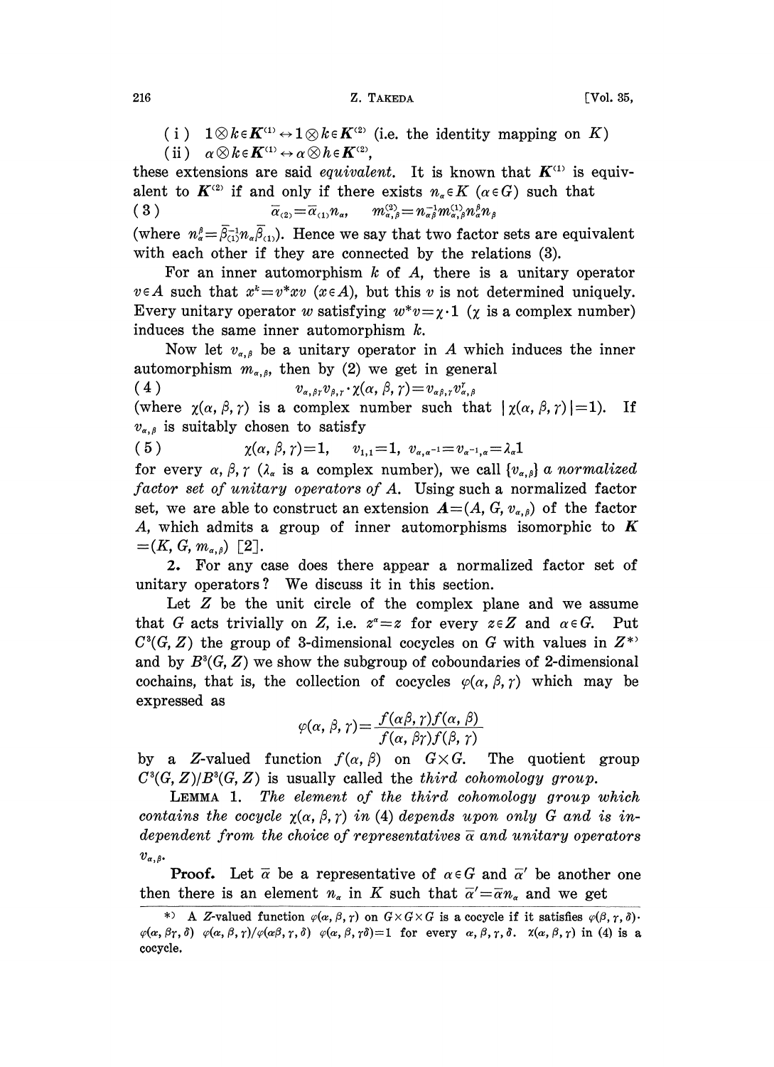(i) $1\otimes k\in \boldsymbol{K}^{(1)} \leftrightarrow 1\otimes k\in \boldsymbol{K}^{(2)}$ (i.e. the identity mapping on $K$)

(ii) $\alpha\otimes k\in \boldsymbol{K}^{(1)} \leftrightarrow \alpha\otimes h\in \boldsymbol{K}^{(2)}$,

these extensions are said *equivalent*. It is known that $\boldsymbol{K}^{(1)}$ is equivalent to $\boldsymbol{K}^{(2)}$ if and only if there exists $n_\alpha \in K$ $(\alpha\in G)$ such that

$$\bar{\alpha}_{(2)}=\bar{\alpha}_{(1)}n_\alpha, \qquad m^{(2)}_{\alpha,\beta}=n^{-1}_{\alpha\beta}m^{(1)}_{\alpha,\beta}n^{\beta}_{\alpha}n_\beta \tag{3}$$

(where $n^\beta_\alpha=\bar{\beta}^{-1}_{(1)}n_\alpha\bar{\beta}_{(1)}$). Hence we say that two factor sets are equivalent with each other if they are connected by the relations (3).

For an inner automorphism $k$ of $A$, there is a unitary operator $v\in A$ such that $x^k=v^*xv$ $(x\in A)$, but this $v$ is not determined uniquely. Every unitary operator $w$ satisfying $w^*v=\chi\cdot 1$ ($\chi$ is a complex number) induces the same inner automorphism $k$.

Now let $v_{\alpha,\beta}$ be a unitary operator in $A$ which induces the inner automorphism $m_{\alpha,\beta}$, then by (2) we get in general

$$v_{\alpha,\beta\gamma}v_{\beta,\gamma}\cdot\chi(\alpha,\beta,\gamma)=v_{\alpha\beta,\gamma}v^{\gamma}_{\alpha,\beta} \tag{4}$$

(where $\chi(\alpha,\beta,\gamma)$ is a complex number such that $|\chi(\alpha,\beta,\gamma)|=1$). If $v_{\alpha,\beta}$ is suitably chosen to satisfy

$$\chi(\alpha,\beta,\gamma)=1, \quad v_{1,1}=1, \; v_{\alpha,\alpha^{-1}}=v_{\alpha^{-1},\alpha}=\lambda_\alpha 1 \tag{5}$$

for every $\alpha,\beta,\gamma$ ($\lambda_\alpha$ is a complex number), we call $\{v_{\alpha,\beta}\}$ *a normalized factor set of unitary operators of A*. Using such a normalized factor set, we are able to construct an extension $\boldsymbol{A}=(A, G, v_{\alpha,\beta})$ of the factor $A$, which admits a group of inner automorphisms isomorphic to $\boldsymbol{K}=(K, G, m_{\alpha,\beta})$ [2].

**2.** For any case does there appear a normalized factor set of unitary operators? We discuss it in this section.

Let $Z$ be the unit circle of the complex plane and we assume that $G$ acts trivially on $Z$, i.e. $z^\alpha=z$ for every $z\in Z$ and $\alpha\in G$. Put $C^3(G,Z)$ the group of 3-dimensional cocycles on $G$ with values in $Z$*) and by $B^3(G,Z)$ we show the subgroup of coboundaries of 2-dimensional cochains, that is, the collection of cocycles $\varphi(\alpha,\beta,\gamma)$ which may be expressed as

$$\varphi(\alpha,\beta,\gamma)=\frac{f(\alpha\beta,\gamma)f(\alpha,\beta)}{f(\alpha,\beta\gamma)f(\beta,\gamma)}$$

by a $Z$-valued function $f(\alpha,\beta)$ on $G\times G$. The quotient group $C^3(G,Z)/B^3(G,Z)$ is usually called the *third cohomology group*.

LEMMA 1. *The element of the third cohomology group which contains the cocycle $\chi(\alpha,\beta,\gamma)$ in (4) depends upon only $G$ and is independent from the choice of representatives $\bar{\alpha}$ and unitary operators $v_{\alpha,\beta}$.*

**Proof.** Let $\bar{\alpha}$ be a representative of $\alpha\in G$ and $\bar{\alpha}'$ be another one then there is an element $n_\alpha$ in $K$ such that $\bar{\alpha}'=\bar{\alpha}n_\alpha$ and we get

*) A $Z$-valued function $\varphi(\alpha,\beta,\gamma)$ on $G\times G\times G$ is a cocycle if it satisfies $\varphi(\beta,\gamma,\delta)\cdot\varphi(\alpha,\beta\gamma,\delta)\ \varphi(\alpha,\beta,\gamma)/\varphi(\alpha\beta,\gamma,\delta)\ \varphi(\alpha,\beta,\gamma\delta)=1$ for every $\alpha,\beta,\gamma,\delta$. $\chi(\alpha,\beta,\gamma)$ in (4) is a cocycle.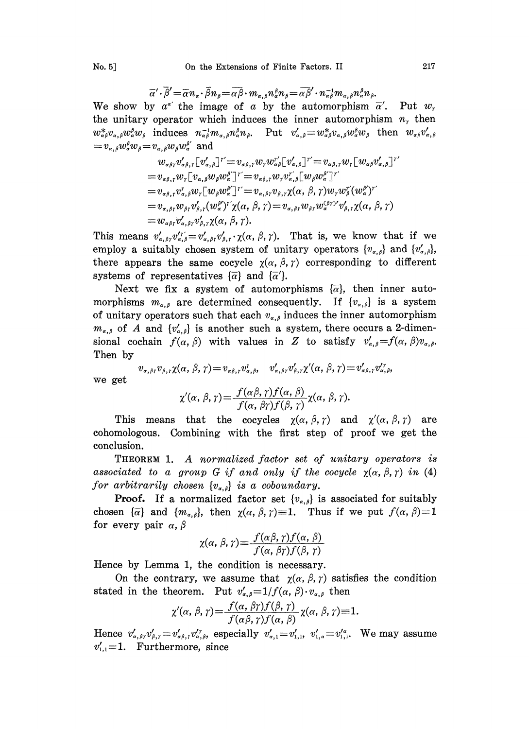$$\bar{\alpha}' \cdot \bar{\beta}' = \bar{\alpha} n_\alpha \cdot \bar{\beta} n_\beta = \overline{\alpha\beta} \cdot m_{\alpha,\beta} n_\alpha^\beta n_\beta = \overline{\alpha\beta}' \cdot n_{\alpha\beta}^{-1} m_{\alpha,\beta} n_\alpha^\beta n_\beta.$$

We show by $a^{\alpha'}$ the image of $a$ by the automorphism $\bar{\alpha}'$. Put $w_\gamma$ the unitary operator which induces the inner automorphism $n_\gamma$ then $w_{\alpha\beta}^* v_{\alpha,\beta} w_\alpha^\beta w_\beta$ induces $n_{\alpha\beta}^{-1} m_{\alpha,\beta} n_\alpha^\beta n_\beta$. Put $v'_{\alpha,\beta} = w_{\alpha\beta}^* v_{\alpha,\beta} w_\alpha^\beta w_\beta$ then $w_{\alpha\beta} v'_{\alpha,\beta} = v_{\alpha,\beta} w_\alpha^\beta w_\beta = v_{\alpha,\beta} w_\beta w_\alpha^{\beta'}$ and

$$\begin{aligned}
w_{\alpha\beta\gamma} v'_{\alpha\beta,\gamma} [v'_{\alpha,\beta}]^{\gamma'} &= v_{\alpha\beta,\gamma} w_\gamma w_{\alpha\beta}^{\gamma'} [v'_{\alpha,\beta}]^{\gamma'} = v_{\alpha\beta,\gamma} w_\gamma [w_{\alpha\beta} v'_{\alpha,\beta}]^{\gamma'} \\
&= v_{\alpha\beta,\gamma} w_\gamma [v_{\alpha,\beta} w_\beta w_\alpha^{\beta'}]^{\gamma'} = v_{\alpha\beta,\gamma} w_\gamma v_{\alpha,\beta}^{\gamma'} [w_\beta w_\alpha^{\beta'}]^{\gamma'} \\
&= v_{\alpha\beta,\gamma} v_{\alpha,\beta}^{\gamma} w_\gamma [w_\beta w_\alpha^{\beta'}]^{\gamma'} = v_{\alpha,\beta\gamma} v_{\beta,\gamma} \chi(\alpha,\beta,\gamma) w_\gamma w_\beta^{\gamma'} (w_\alpha^{\beta'})^{\gamma'} \\
&= v_{\alpha,\beta\gamma} w_{\beta\gamma} v'_{\beta,\gamma} (w_\alpha^{\beta'})^{\gamma'} \chi(\alpha,\beta,\gamma) = v_{\alpha,\beta\gamma} w_{\beta\gamma} w_\alpha^{(\beta\gamma)'} v'_{\beta,\gamma} \chi(\alpha,\beta,\gamma) \\
&= w_{\alpha\beta\gamma} v'_{\alpha,\beta\gamma} v'_{\beta,\gamma} \chi(\alpha,\beta,\gamma).
\end{aligned}$$

This means $v'_{\alpha\beta,\gamma} v'^{\gamma'}_{\alpha,\beta} = v'_{\alpha,\beta\gamma} v'_{\beta,\gamma} \cdot \chi(\alpha,\beta,\gamma)$. That is, we know that if we employ a suitably chosen system of unitary operators $\{v_{\alpha,\beta}\}$ and $\{v'_{\alpha,\beta}\}$, there appears the same cocycle $\chi(\alpha,\beta,\gamma)$ corresponding to different systems of representatives $\{\bar{\alpha}\}$ and $\{\bar{\alpha}'\}$.

Next we fix a system of automorphisms $\{\bar{\alpha}\}$, then inner automorphisms $m_{\alpha,\beta}$ are determined consequently. If $\{v_{\alpha,\beta}\}$ is a system of unitary operators such that each $v_{\alpha,\beta}$ induces the inner automorphism $m_{\alpha,\beta}$ of $A$ and $\{v'_{\alpha,\beta}\}$ is another such a system, there occurs a 2-dimensional cochain $f(\alpha,\beta)$ with values in $Z$ to satisfy $v'_{\alpha,\beta} = f(\alpha,\beta) v_{\alpha,\beta}$. Then by

$$v_{\alpha,\beta\gamma} v_{\beta,\gamma} \chi(\alpha,\beta,\gamma) = v_{\alpha\beta,\gamma} v_{\alpha,\beta}^\gamma, \quad v'_{\alpha,\beta\gamma} v'_{\beta,\gamma} \chi'(\alpha,\beta,\gamma) = v'_{\alpha\beta,\gamma} v'^{\gamma}_{\alpha,\beta},$$

we get

$$\chi'(\alpha,\beta,\gamma) = \frac{f(\alpha\beta,\gamma) f(\alpha,\beta)}{f(\alpha,\beta\gamma) f(\beta,\gamma)} \chi(\alpha,\beta,\gamma).$$

This means that the cocycles $\chi(\alpha,\beta,\gamma)$ and $\chi'(\alpha,\beta,\gamma)$ are cohomologous. Combining with the first step of proof we get the conclusion.

**Theorem 1.** *A normalized factor set of unitary operators is associated to a group $G$ if and only if the cocycle $\chi(\alpha,\beta,\gamma)$ in (4) for arbitrarily chosen $\{v_{\alpha,\beta}\}$ is a coboundary.*

**Proof.** If a normalized factor set $\{v_{\alpha,\beta}\}$ is associated for suitably chosen $\{\bar{\alpha}\}$ and $\{m_{\alpha,\beta}\}$, then $\chi(\alpha,\beta,\gamma) \equiv 1$. Thus if we put $f(\alpha,\beta) = 1$ for every pair $\alpha, \beta$

$$\chi(\alpha,\beta,\gamma) \equiv \frac{f(\alpha\beta,\gamma) f(\alpha,\beta)}{f(\alpha,\beta\gamma) f(\beta,\gamma)}$$

Hence by Lemma 1, the condition is necessary.

On the contrary, we assume that $\chi(\alpha,\beta,\gamma)$ satisfies the condition stated in the theorem. Put $v'_{\alpha,\beta} = 1/f(\alpha,\beta) \cdot v_{\alpha,\beta}$ then

$$\chi'(\alpha,\beta,\gamma) = \frac{f(\alpha,\beta\gamma) f(\beta,\gamma)}{f(\alpha\beta,\gamma) f(\alpha,\beta)} \chi(\alpha,\beta,\gamma) \equiv 1.$$

Hence $v'_{\alpha,\beta\gamma} v'_{\beta,\gamma} = v'_{\alpha\beta,\gamma} v'^{\gamma}_{\alpha,\beta}$, especially $v'_{\alpha,1} = v'_{1,1}$, $v'_{1,\alpha} = v'^{\alpha}_{1,1}$. We may assume $v'_{1,1} = 1$. Furthermore, since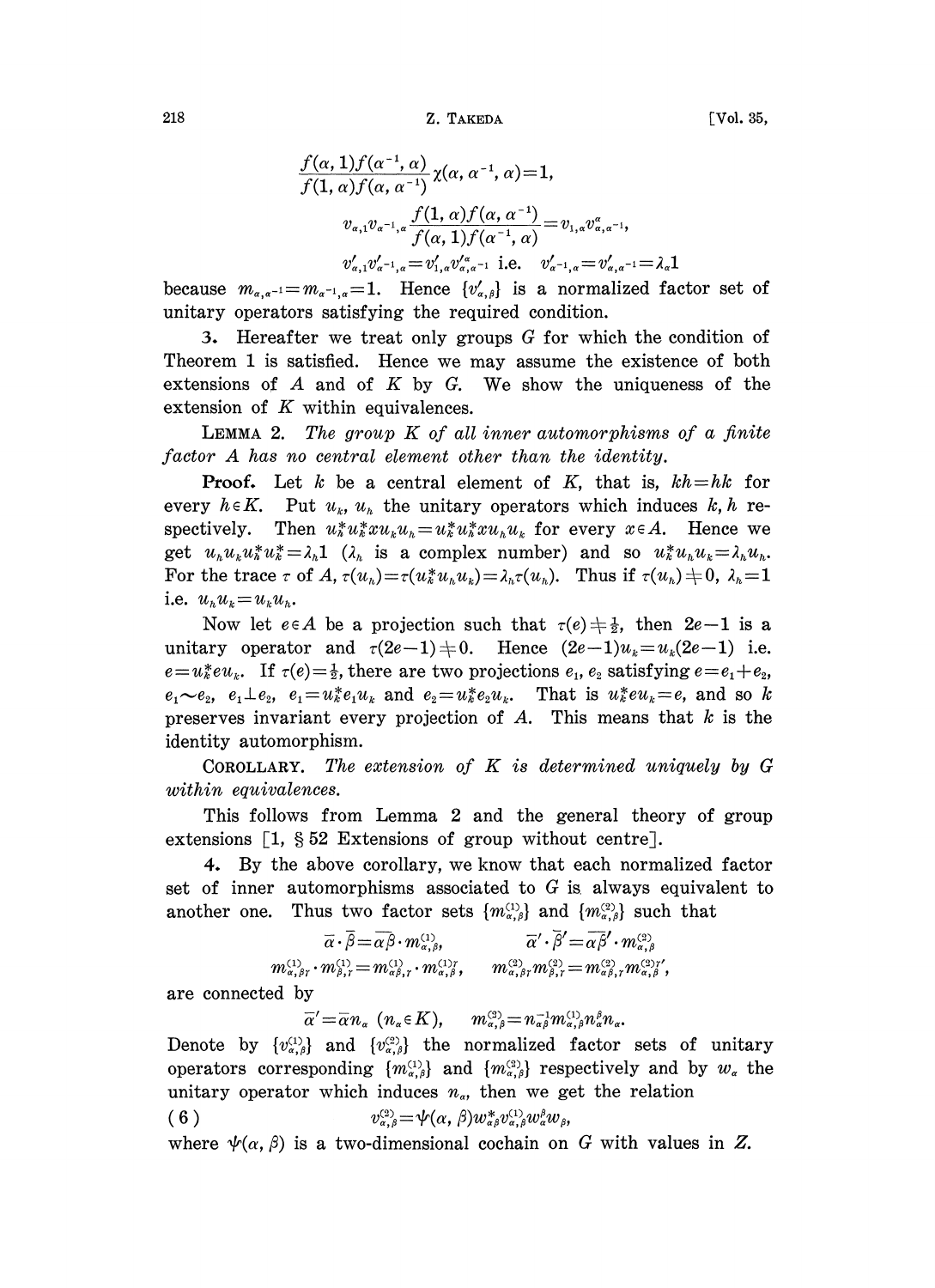$$\frac{f(\alpha,1)f(\alpha^{-1},\alpha)}{f(1,\alpha)f(\alpha,\alpha^{-1})}\chi(\alpha,\alpha^{-1},\alpha)=1,$$

$$v_{\alpha,1}v_{\alpha^{-1},\alpha}\frac{f(1,\alpha)f(\alpha,\alpha^{-1})}{f(\alpha,1)f(\alpha^{-1},\alpha)}=v_{1,\alpha}v^{\alpha}_{\alpha,\alpha^{-1}},$$

$$v'_{\alpha,1}v'_{\alpha^{-1},\alpha}=v'_{1,\alpha}v'^{\alpha}_{\alpha,\alpha^{-1}} \text{ i.e. } v'_{\alpha^{-1},\alpha}=v'_{\alpha,\alpha^{-1}}=\lambda_\alpha 1$$

because $m_{\alpha,\alpha^{-1}}=m_{\alpha^{-1},\alpha}=1$. Hence $\{v'_{\alpha,\beta}\}$ is a normalized factor set of unitary operators satisfying the required condition.

**3.** Hereafter we treat only groups $G$ for which the condition of Theorem 1 is satisfied. Hence we may assume the existence of both extensions of $A$ and of $K$ by $G$. We show the uniqueness of the extension of $K$ within equivalences.

LEMMA 2. *The group $K$ of all inner automorphisms of a finite factor $A$ has no central element other than the identity.*

**Proof.** Let $k$ be a central element of $K$, that is, $kh=hk$ for every $h\in K$. Put $u_k$, $u_h$ the unitary operators which induces $k, h$ respectively. Then $u_h^* u_k^* x u_k u_h = u_k^* u_h^* x u_h u_k$ for every $x\in A$. Hence we get $u_h u_k u_h^* u_k^* = \lambda_h 1$ ($\lambda_h$ is a complex number) and so $u_k^* u_h u_k = \lambda_h u_h$. For the trace $\tau$ of $A$, $\tau(u_h)=\tau(u_k^* u_h u_k)=\lambda_h \tau(u_h)$. Thus if $\tau(u_h)\neq 0$, $\lambda_h=1$ i.e. $u_h u_k = u_k u_h$.

Now let $e\in A$ be a projection such that $\tau(e)\neq \frac{1}{2}$, then $2e-1$ is a unitary operator and $\tau(2e-1)\neq 0$. Hence $(2e-1)u_k=u_k(2e-1)$ i.e. $e=u_k^* e u_k$. If $\tau(e)=\frac{1}{2}$, there are two projections $e_1$, $e_2$ satisfying $e=e_1+e_2$, $e_1\sim e_2$, $e_1\perp e_2$, $e_1=u_k^* e_1 u_k$ and $e_2=u_k^* e_2 u_k$. That is $u_k^* e u_k = e$, and so $k$ preserves invariant every projection of $A$. This means that $k$ is the identity automorphism.

COROLLARY. *The extension of $K$ is determined uniquely by $G$ within equivalences.*

This follows from Lemma 2 and the general theory of group extensions [1, § 52 Extensions of group without centre].

**4.** By the above corollary, we know that each normalized factor set of inner automorphisms associated to $G$ is always equivalent to another one. Thus two factor sets $\{m^{(1)}_{\alpha,\beta}\}$ and $\{m^{(2)}_{\alpha,\beta}\}$ such that

$$\bar{\alpha}\cdot\bar{\beta}=\overline{\alpha\beta}\cdot m^{(1)}_{\alpha,\beta}, \qquad \bar{\alpha}'\cdot\bar{\beta}'=\overline{\alpha\beta}'\cdot m^{(2)}_{\alpha,\beta}$$

$$m^{(1)}_{\alpha,\beta\gamma}\cdot m^{(1)}_{\beta,\gamma}=m^{(1)}_{\alpha\beta,\gamma}\cdot m^{(1)\gamma}_{\alpha,\beta}, \qquad m^{(2)}_{\alpha,\beta\gamma}m^{(2)}_{\beta,\gamma}=m^{(2)}_{\alpha\beta,\gamma}m^{(2)\gamma'}_{\alpha,\beta},$$

are connected by

$$\bar{\alpha}'=\bar{\alpha}n_\alpha \ (n_\alpha\in K), \qquad m^{(2)}_{\alpha,\beta}=n^{-1}_{\alpha\beta}m^{(1)}_{\alpha,\beta}n^{\beta}_{\alpha}n_\alpha.$$

Denote by $\{v^{(1)}_{\alpha,\beta}\}$ and $\{v^{(2)}_{\alpha,\beta}\}$ the normalized factor sets of unitary operators corresponding $\{m^{(1)}_{\alpha,\beta}\}$ and $\{m^{(2)}_{\alpha,\beta}\}$ respectively and by $w_\alpha$ the unitary operator which induces $n_\alpha$, then we get the relation

$$v^{(2)}_{\alpha,\beta}=\psi(\alpha,\beta)w^*_{\alpha\beta}v^{(1)}_{\alpha,\beta}w^{\beta}_{\alpha}w_\beta, \tag{6}$$

where $\psi(\alpha,\beta)$ is a two-dimensional cochain on $G$ with values in $Z$.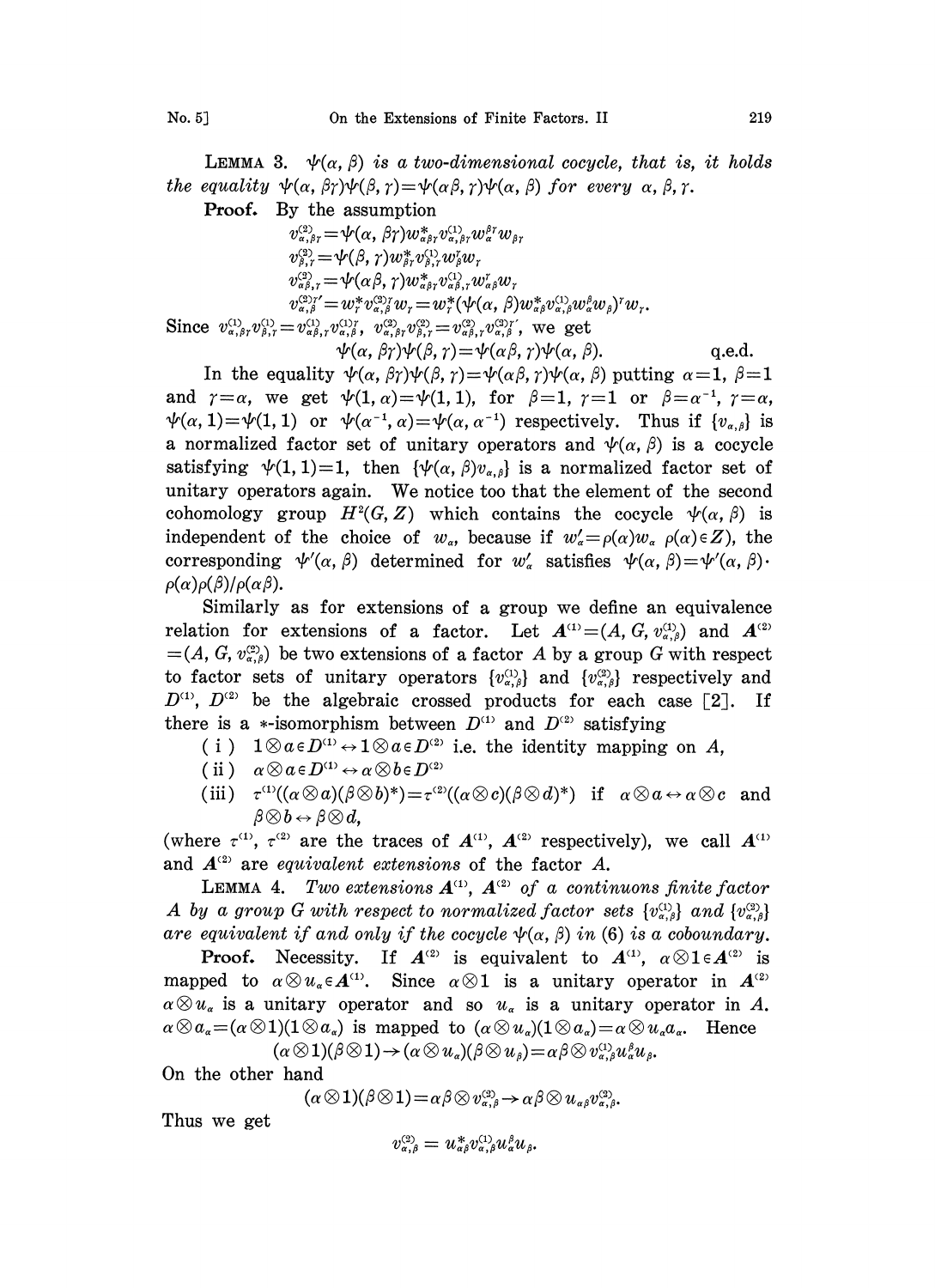**Lemma 3.** *$\psi(\alpha, \beta)$ is a two-dimensional cocycle, that is, it holds the equality $\psi(\alpha, \beta\gamma)\psi(\beta, \gamma)=\psi(\alpha\beta, \gamma)\psi(\alpha, \beta)$ for every $\alpha, \beta, \gamma$.*

**Proof.** By the assumption

$$v^{(2)}_{\alpha,\beta\gamma}=\psi(\alpha, \beta\gamma)w^*_{\alpha\beta\gamma}v^{(1)}_{\alpha,\beta\gamma}w^{\beta\gamma}_{\alpha}w_{\beta\gamma}$$

$$v^{(2)}_{\beta,\gamma}=\psi(\beta, \gamma)w^*_{\beta\gamma}v^{(1)}_{\beta,\gamma}w^{\gamma}_{\beta}w_{\gamma}$$

$$v^{(2)}_{\alpha\beta,\gamma}=\psi(\alpha\beta, \gamma)w^*_{\alpha\beta\gamma}v^{(1)}_{\alpha\beta,\gamma}w^{\gamma}_{\alpha\beta}w_{\gamma}$$

$$v^{(2)\gamma'}_{\alpha,\beta}=w^*_{\gamma}v^{(2)\gamma}_{\alpha,\beta}w_{\gamma}=w^*_{\gamma}(\psi(\alpha, \beta)w^*_{\alpha\beta}v^{(1)}_{\alpha,\beta}w^{\beta}_{\alpha}w_{\beta})^{\gamma}w_{\gamma}.$$

Since $v^{(1)}_{\alpha,\beta\gamma}v^{(1)}_{\beta,\gamma}=v^{(1)}_{\alpha\beta,\gamma}v^{(1)\gamma}_{\alpha,\beta}$, $v^{(2)}_{\alpha,\beta\gamma}v^{(2)}_{\beta,\gamma}=v^{(2)}_{\alpha\beta,\gamma}v^{(2)\gamma'}_{\alpha,\beta}$, we get

$$\psi(\alpha, \beta\gamma)\psi(\beta, \gamma)=\psi(\alpha\beta, \gamma)\psi(\alpha, \beta). \qquad \text{q.e.d.}$$

In the equality $\psi(\alpha, \beta\gamma)\psi(\beta, \gamma)=\psi(\alpha\beta, \gamma)\psi(\alpha, \beta)$ putting $\alpha=1$, $\beta=1$ and $\gamma=\alpha$, we get $\psi(1, \alpha)=\psi(1, 1)$, for $\beta=1$, $\gamma=1$ or $\beta=\alpha^{-1}$, $\gamma=\alpha$, $\psi(\alpha, 1)=\psi(1, 1)$ or $\psi(\alpha^{-1}, \alpha)=\psi(\alpha, \alpha^{-1})$ respectively. Thus if $\{v_{\alpha,\beta}\}$ is a normalized factor set of unitary operators and $\psi(\alpha, \beta)$ is a cocycle satisfying $\psi(1, 1)=1$, then $\{\psi(\alpha, \beta)v_{\alpha,\beta}\}$ is a normalized factor set of unitary operators again. We notice too that the element of the second cohomology group $H^2(G, Z)$ which contains the cocycle $\psi(\alpha, \beta)$ is independent of the choice of $w_\alpha$, because if $w'_\alpha=\rho(\alpha)w_\alpha$ $\rho(\alpha)\in Z$), the corresponding $\psi'(\alpha, \beta)$ determined for $w'_\alpha$ satisfies $\psi(\alpha, \beta)=\psi'(\alpha, \beta)\cdot\rho(\alpha)\rho(\beta)/\rho(\alpha\beta)$.

Similarly as for extensions of a group we define an equivalence relation for extensions of a factor. Let $\mathbf{A}^{(1)}=(A, G, v^{(1)}_{\alpha,\beta})$ and $\mathbf{A}^{(2)}=(A, G, v^{(2)}_{\alpha,\beta})$ be two extensions of a factor $A$ by a group $G$ with respect to factor sets of unitary operators $\{v^{(1)}_{\alpha,\beta}\}$ and $\{v^{(2)}_{\alpha,\beta}\}$ respectively and $D^{(1)}$, $D^{(2)}$ be the algebraic crossed products for each case [2]. If there is a $*$-isomorphism between $D^{(1)}$ and $D^{(2)}$ satisfying

(i) $1\otimes a\in D^{(1)}\leftrightarrow 1\otimes a\in D^{(2)}$ i.e. the identity mapping on $A$,

(ii) $\alpha\otimes a\in D^{(1)}\leftrightarrow \alpha\otimes b\in D^{(2)}$

(iii) $\tau^{(1)}((\alpha\otimes a)(\beta\otimes b)^*)=\tau^{(2)}((\alpha\otimes c)(\beta\otimes d)^*)$ if $\alpha\otimes a\leftrightarrow \alpha\otimes c$ and $\beta\otimes b\leftrightarrow \beta\otimes d$,

(where $\tau^{(1)}$, $\tau^{(2)}$ are the traces of $\mathbf{A}^{(1)}$, $\mathbf{A}^{(2)}$ respectively), we call $\mathbf{A}^{(1)}$ and $\mathbf{A}^{(2)}$ are *equivalent extensions* of the factor $A$.

**Lemma 4.** *Two extensions $\mathbf{A}^{(1)}$, $\mathbf{A}^{(2)}$ of a continuons finite factor $A$ by a group $G$ with respect to normalized factor sets $\{v^{(1)}_{\alpha,\beta}\}$ and $\{v^{(2)}_{\alpha,\beta}\}$ are equivalent if and only if the cocycle $\psi(\alpha, \beta)$ in (6) is a coboundary.*

**Proof.** Necessity. If $\mathbf{A}^{(2)}$ is equivalent to $\mathbf{A}^{(1)}$, $\alpha\otimes 1\in\mathbf{A}^{(2)}$ is mapped to $\alpha\otimes u_\alpha\in\mathbf{A}^{(1)}$. Since $\alpha\otimes 1$ is a unitary operator in $\mathbf{A}^{(2)}$ $\alpha\otimes u_\alpha$ is a unitary operator and so $u_\alpha$ is a unitary operator in $A$. $\alpha\otimes a_\alpha=(\alpha\otimes 1)(1\otimes a_\alpha)$ is mapped to $(\alpha\otimes u_\alpha)(1\otimes a_\alpha)=\alpha\otimes u_\alpha a_\alpha$. Hence

$$(\alpha\otimes 1)(\beta\otimes 1)\rightarrow(\alpha\otimes u_\alpha)(\beta\otimes u_\beta)=\alpha\beta\otimes v^{(1)}_{\alpha,\beta}u^{\beta}_{\alpha}u_\beta.$$

On the other hand

$$(\alpha\otimes 1)(\beta\otimes 1)=\alpha\beta\otimes v^{(2)}_{\alpha,\beta}\rightarrow\alpha\beta\otimes u_{\alpha\beta}v^{(2)}_{\alpha,\beta}.$$

Thus we get

$$v^{(2)}_{\alpha,\beta}=u^*_{\alpha\beta}v^{(1)}_{\alpha,\beta}u^{\beta}_{\alpha}u_\beta.$$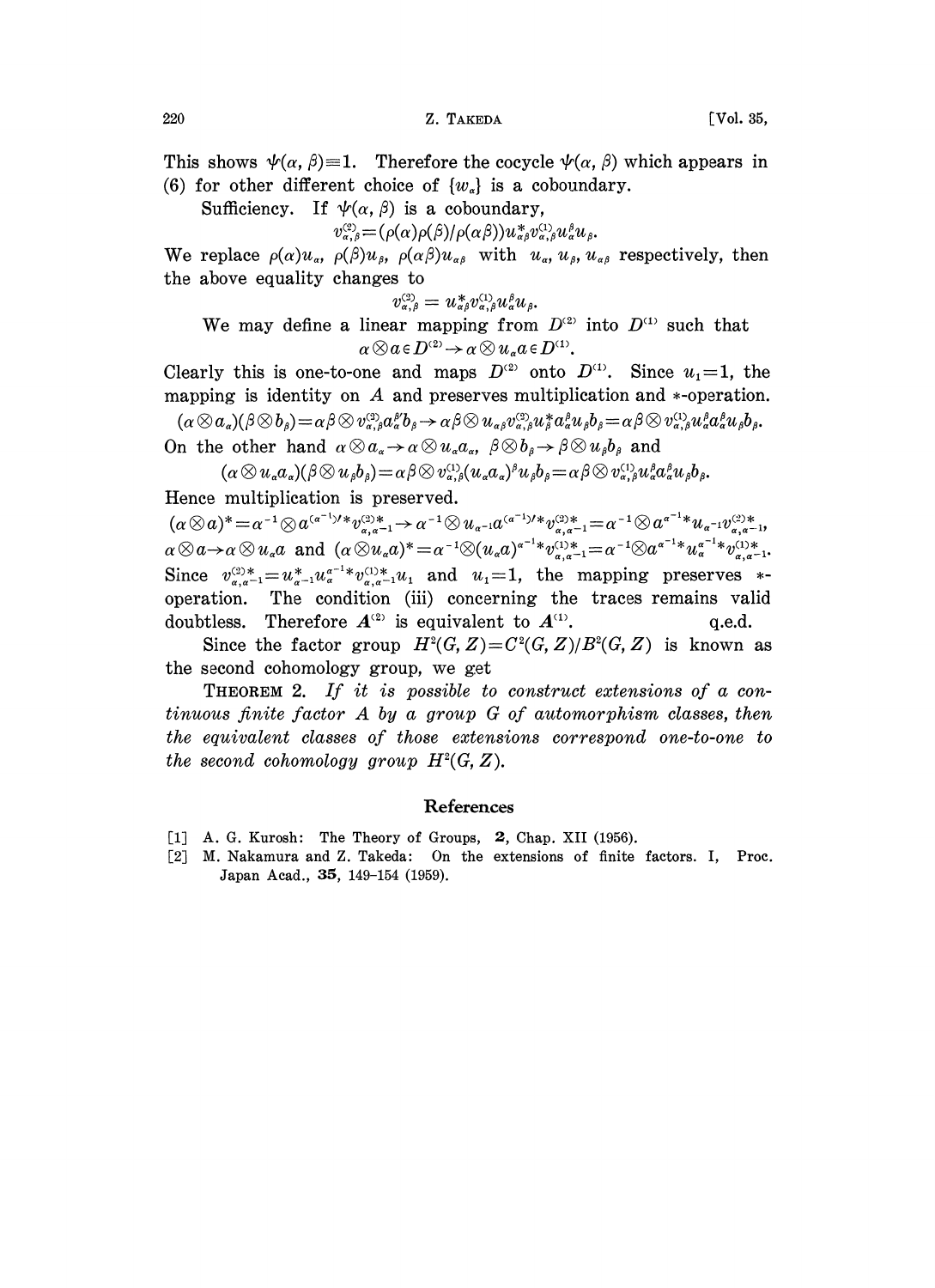This shows $\psi(\alpha, \beta) \equiv 1$. Therefore the cocycle $\psi(\alpha, \beta)$ which appears in (6) for other different choice of $\{w_\alpha\}$ is a coboundary.

Sufficiency. If $\psi(\alpha, \beta)$ is a coboundary,

$$v^{(2)}_{\alpha,\beta} = (\rho(\alpha)\rho(\beta)/\rho(\alpha\beta)) u^*_{\alpha\beta} v^{(1)}_{\alpha,\beta} u^\beta_\alpha u_\beta.$$

We replace $\rho(\alpha)u_\alpha$, $\rho(\beta)u_\beta$, $\rho(\alpha\beta)u_{\alpha\beta}$ with $u_\alpha$, $u_\beta$, $u_{\alpha\beta}$ respectively, then the above equality changes to

$$v^{(2)}_{\alpha,\beta} = u^*_{\alpha\beta} v^{(1)}_{\alpha,\beta} u^\beta_\alpha u_\beta.$$

We may define a linear mapping from $D^{(2)}$ into $D^{(1)}$ such that

$$\alpha \otimes a \in D^{(2)} \to \alpha \otimes u_\alpha a \in D^{(1)}.$$

Clearly this is one-to-one and maps $D^{(2)}$ onto $D^{(1)}$. Since $u_1 = 1$, the mapping is identity on $A$ and preserves multiplication and $*$-operation.

$$(\alpha \otimes a_\alpha)(\beta \otimes b_\beta) = \alpha\beta \otimes v^{(2)}_{\alpha,\beta} a^{\beta'}_\alpha b_\beta \to \alpha\beta \otimes u_{\alpha\beta} v^{(2)}_{\alpha,\beta} u^*_\beta a^\beta_\alpha u_\beta b_\beta = \alpha\beta \otimes v^{(1)}_{\alpha,\beta} u^\beta_\alpha a^\beta_\alpha u_\beta b_\beta.$$

On the other hand $\alpha \otimes a_\alpha \to \alpha \otimes u_\alpha a_\alpha$, $\beta \otimes b_\beta \to \beta \otimes u_\beta b_\beta$ and

$$(\alpha \otimes u_\alpha a_\alpha)(\beta \otimes u_\beta b_\beta) = \alpha\beta \otimes v^{(1)}_{\alpha,\beta}(u_\alpha a_\alpha)^\beta u_\beta b_\beta = \alpha\beta \otimes v^{(1)}_{\alpha,\beta} u^\beta_\alpha a^\beta_\alpha u_\beta b_\beta.$$

Hence multiplication is preserved.

$(\alpha \otimes a)^* = \alpha^{-1} \otimes a^{(\alpha^{-1})'*} v^{(2)*}_{\alpha,\alpha^{-1}} \to \alpha^{-1} \otimes u_{\alpha^{-1}} a^{(\alpha^{-1})'*} v^{(2)*}_{\alpha,\alpha^{-1}} = \alpha^{-1} \otimes a^{\alpha^{-1}*} u_{\alpha^{-1}} v^{(2)*}_{\alpha,\alpha^{-1}}$, $\alpha \otimes a \to \alpha \otimes u_\alpha a$ and $(\alpha \otimes u_\alpha a)^* = \alpha^{-1} \otimes (u_\alpha a)^{\alpha^{-1}*} v^{(1)*}_{\alpha,\alpha^{-1}} = \alpha^{-1} \otimes a^{\alpha^{-1}*} u^{\alpha^{-1}*}_\alpha v^{(1)*}_{\alpha,\alpha^{-1}}$. Since $v^{(2)*}_{\alpha,\alpha^{-1}} = u^*_{\alpha^{-1}} u^{\alpha^{-1}*}_\alpha v^{(1)*}_{\alpha,\alpha^{-1}} u_1$ and $u_1 = 1$, the mapping preserves $*$-operation. The condition (iii) concerning the traces remains valid doubtless. Therefore $\boldsymbol{A}^{(2)}$ is equivalent to $\boldsymbol{A}^{(1)}$. q.e.d.

Since the factor group $H^2(G, Z) = C^2(G, Z)/B^2(G, Z)$ is known as the second cohomology group, we get

THEOREM 2. *If it is possible to construct extensions of a continuous finite factor A by a group G of automorphism classes, then the equivalent classes of those extensions correspond one-to-one to the second cohomology group* $H^2(G, Z)$.

## References

[1] A. G. Kurosh: The Theory of Groups, **2**, Chap. XII (1956).

[2] M. Nakamura and Z. Takeda: On the extensions of finite factors. I, Proc. Japan Acad., **35**, 149–154 (1959).